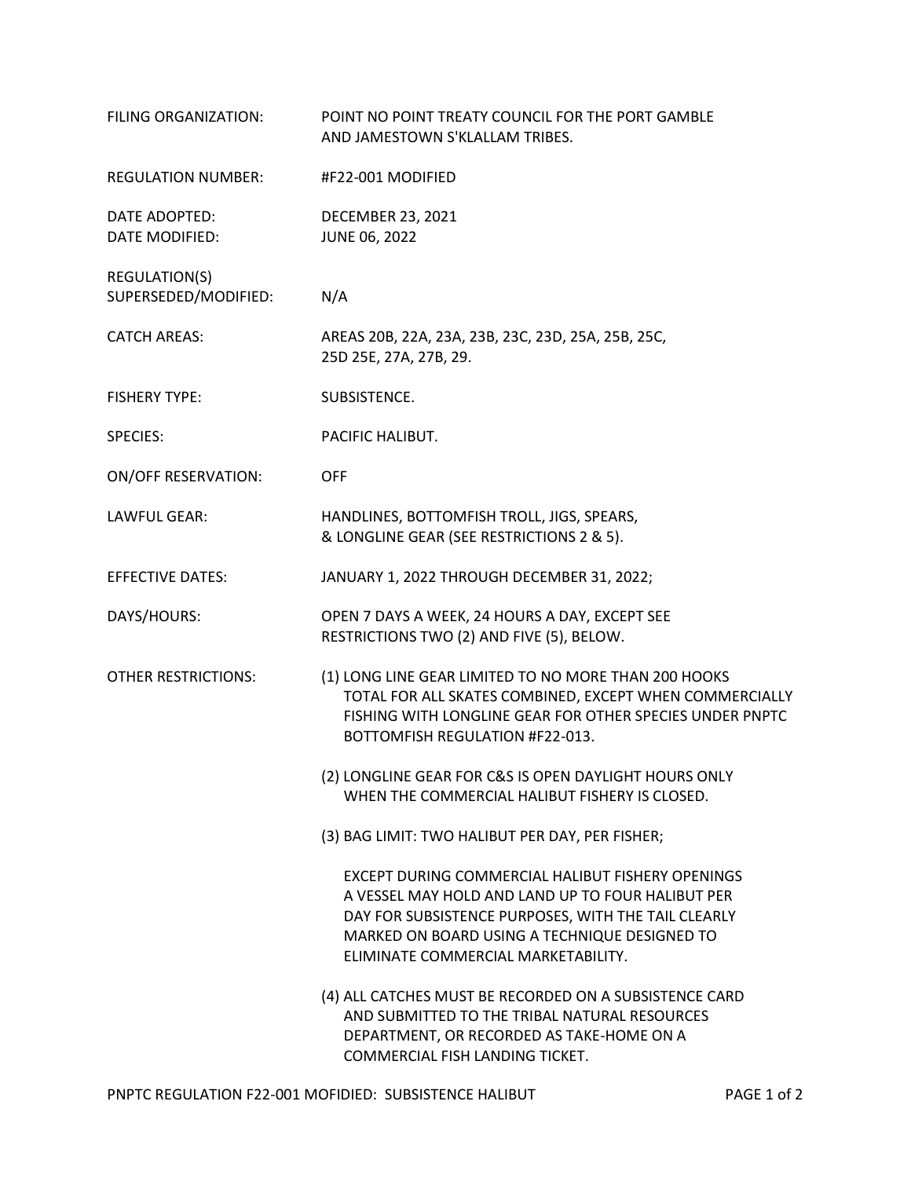| | |
|---|---|
| FILING ORGANIZATION: | POINT NO POINT TREATY COUNCIL FOR THE PORT GAMBLE AND JAMESTOWN S'KLALLAM TRIBES. |
| REGULATION NUMBER: | #F22-001 MODIFIED |
| DATE ADOPTED: | DECEMBER 23, 2021 |
| DATE MODIFIED: | JUNE 06, 2022 |
| REGULATION(S) SUPERSEDED/MODIFIED: | N/A |
| CATCH AREAS: | AREAS 20B, 22A, 23A, 23B, 23C, 23D, 25A, 25B, 25C, 25D 25E, 27A, 27B, 29. |
| FISHERY TYPE: | SUBSISTENCE. |
| SPECIES: | PACIFIC HALIBUT. |
| ON/OFF RESERVATION: | OFF |
| LAWFUL GEAR: | HANDLINES, BOTTOMFISH TROLL, JIGS, SPEARS, & LONGLINE GEAR (SEE RESTRICTIONS 2 & 5). |
| EFFECTIVE DATES: | JANUARY 1, 2022 THROUGH DECEMBER 31, 2022; |
| DAYS/HOURS: | OPEN 7 DAYS A WEEK, 24 HOURS A DAY, EXCEPT SEE RESTRICTIONS TWO (2) AND FIVE (5), BELOW. |

OTHER RESTRICTIONS:

(1) LONG LINE GEAR LIMITED TO NO MORE THAN 200 HOOKS TOTAL FOR ALL SKATES COMBINED, EXCEPT WHEN COMMERCIALLY FISHING WITH LONGLINE GEAR FOR OTHER SPECIES UNDER PNPTC BOTTOMFISH REGULATION #F22-013.

(2) LONGLINE GEAR FOR C&S IS OPEN DAYLIGHT HOURS ONLY WHEN THE COMMERCIAL HALIBUT FISHERY IS CLOSED.

(3) BAG LIMIT: TWO HALIBUT PER DAY, PER FISHER;

EXCEPT DURING COMMERCIAL HALIBUT FISHERY OPENINGS A VESSEL MAY HOLD AND LAND UP TO FOUR HALIBUT PER DAY FOR SUBSISTENCE PURPOSES, WITH THE TAIL CLEARLY MARKED ON BOARD USING A TECHNIQUE DESIGNED TO ELIMINATE COMMERCIAL MARKETABILITY.

(4) ALL CATCHES MUST BE RECORDED ON A SUBSISTENCE CARD AND SUBMITTED TO THE TRIBAL NATURAL RESOURCES DEPARTMENT, OR RECORDED AS TAKE-HOME ON A COMMERCIAL FISH LANDING TICKET.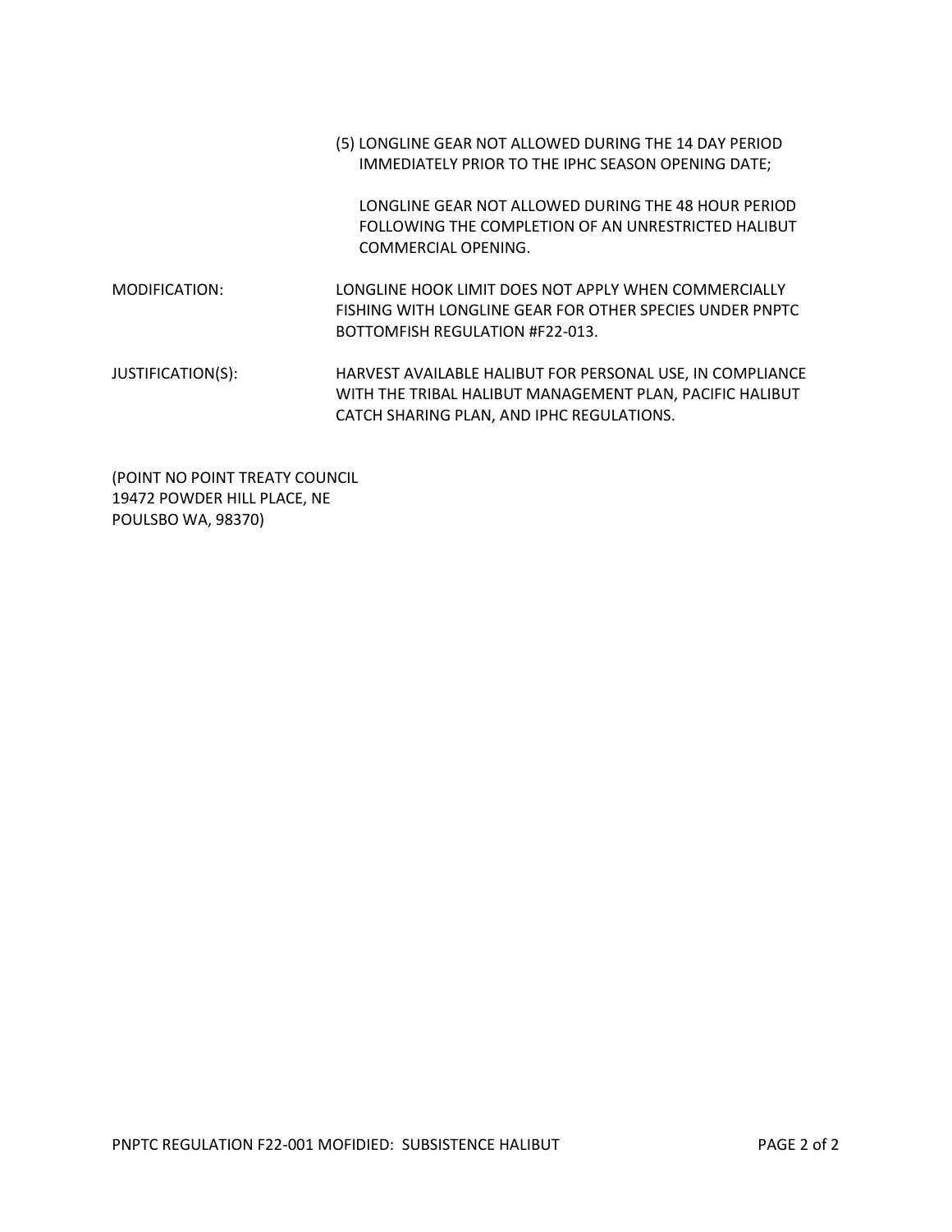(5) LONGLINE GEAR NOT ALLOWED DURING THE 14 DAY PERIOD IMMEDIATELY PRIOR TO THE IPHC SEASON OPENING DATE;

LONGLINE GEAR NOT ALLOWED DURING THE 48 HOUR PERIOD FOLLOWING THE COMPLETION OF AN UNRESTRICTED HALIBUT COMMERCIAL OPENING.

MODIFICATION: LONGLINE HOOK LIMIT DOES NOT APPLY WHEN COMMERCIALLY FISHING WITH LONGLINE GEAR FOR OTHER SPECIES UNDER PNPTC BOTTOMFISH REGULATION #F22-013.

JUSTIFICATION(S): HARVEST AVAILABLE HALIBUT FOR PERSONAL USE, IN COMPLIANCE WITH THE TRIBAL HALIBUT MANAGEMENT PLAN, PACIFIC HALIBUT CATCH SHARING PLAN, AND IPHC REGULATIONS.

(POINT NO POINT TREATY COUNCIL
19472 POWDER HILL PLACE, NE
POULSBO WA, 98370)